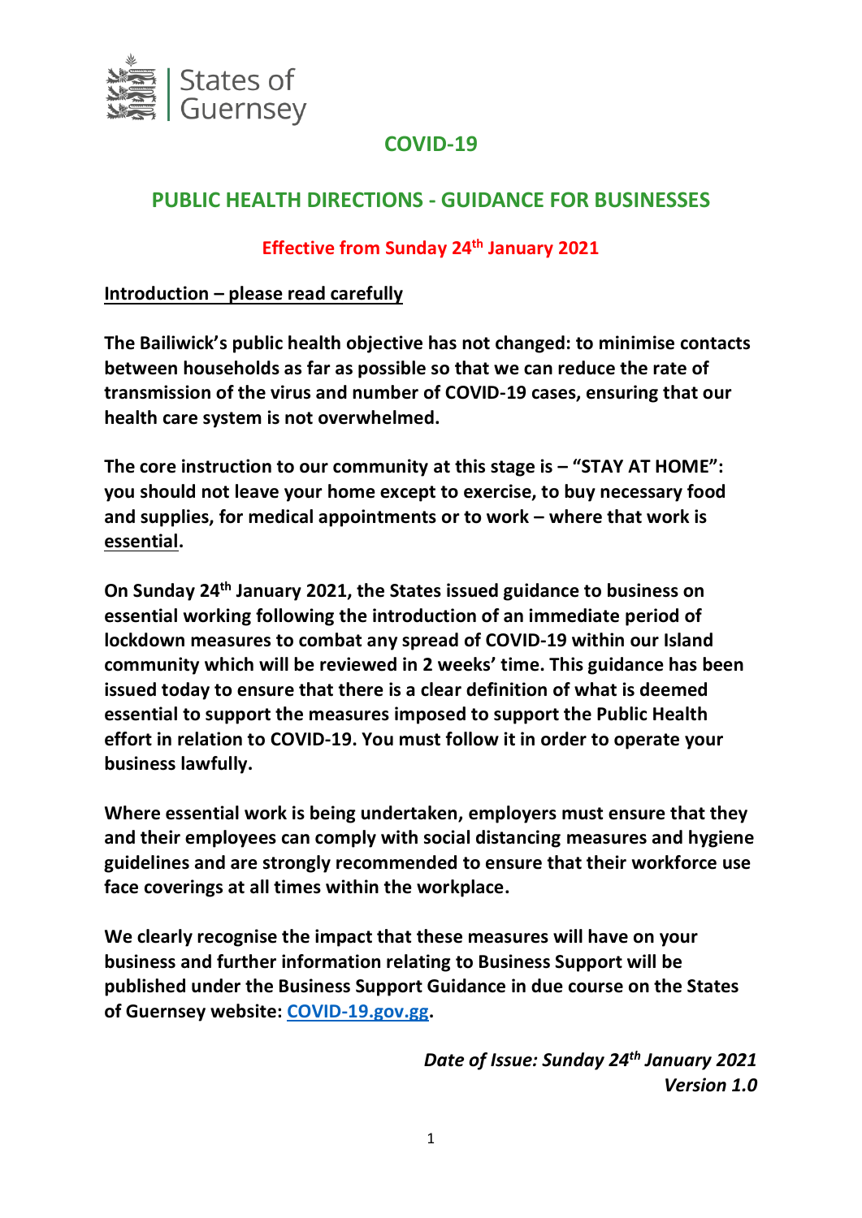States of Guernsey

# COVID-19

## PUBLIC HEALTH DIRECTIONS - GUIDANCE FOR BUSINESSES

**Effective from Sunday 24th January 2021**

**Introduction – please read carefully**

**The Bailiwick's public health objective has not changed: to minimise contacts between households as far as possible so that we can reduce the rate of transmission of the virus and number of COVID-19 cases, ensuring that our health care system is not overwhelmed.**

**The core instruction to our community at this stage is – "STAY AT HOME": you should not leave your home except to exercise, to buy necessary food and supplies, for medical appointments or to work – where that work is essential.**

**On Sunday 24th January 2021, the States issued guidance to business on essential working following the introduction of an immediate period of lockdown measures to combat any spread of COVID-19 within our Island community which will be reviewed in 2 weeks' time. This guidance has been issued today to ensure that there is a clear definition of what is deemed essential to support the measures imposed to support the Public Health effort in relation to COVID-19. You must follow it in order to operate your business lawfully.**

**Where essential work is being undertaken, employers must ensure that they and their employees can comply with social distancing measures and hygiene guidelines and are strongly recommended to ensure that their workforce use face coverings at all times within the workplace.**

**We clearly recognise the impact that these measures will have on your business and further information relating to Business Support will be published under the Business Support Guidance in due course on the States of Guernsey website: [COVID-19.gov.gg](COVID-19.gov.gg).**

***Date of Issue: Sunday 24th January 2021***
***Version 1.0***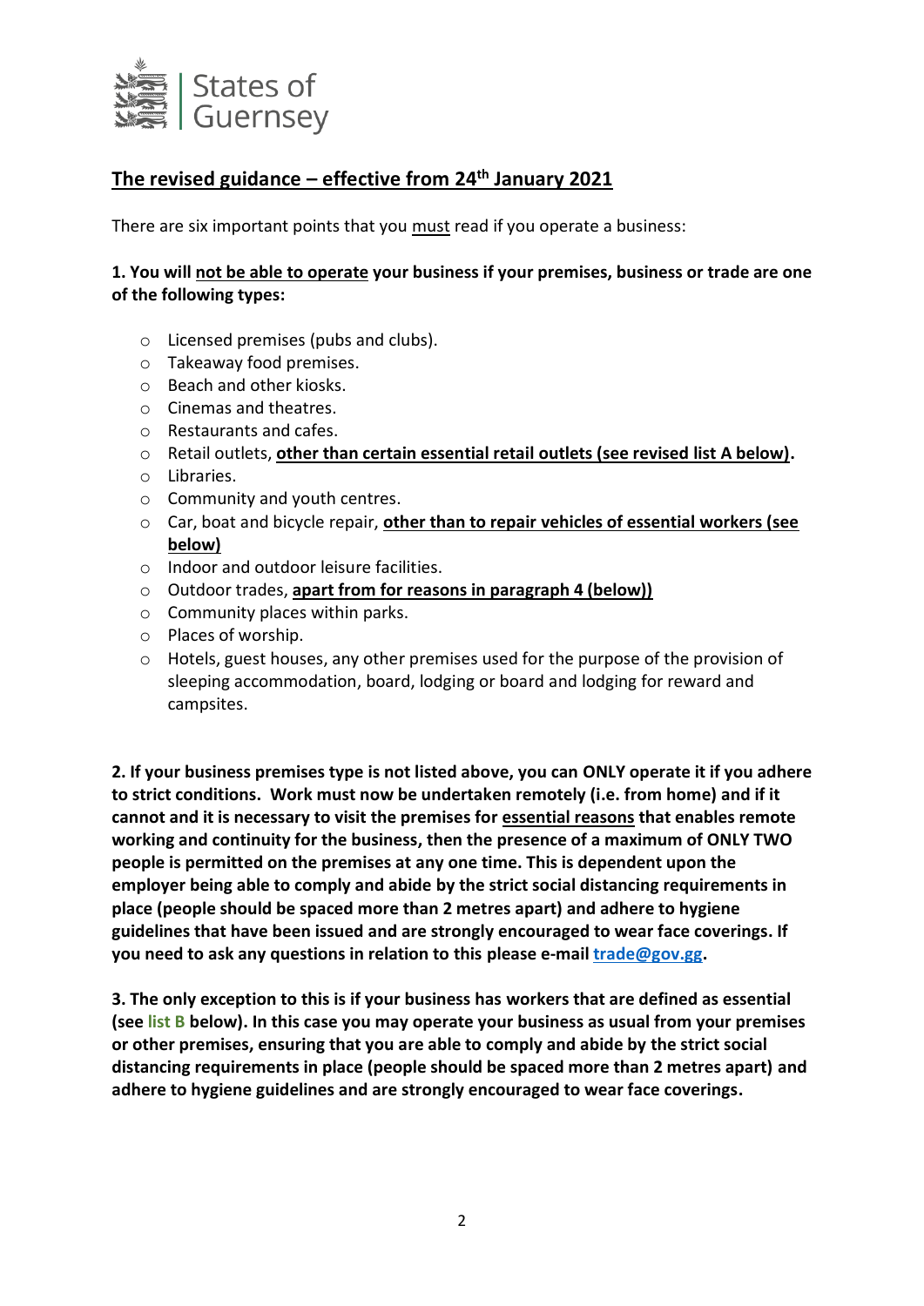States of Guernsey

## The revised guidance – effective from 24th January 2021

There are six important points that you must read if you operate a business:

**1. You will not be able to operate your business if your premises, business or trade are one of the following types:**

- Licensed premises (pubs and clubs).
- Takeaway food premises.
- Beach and other kiosks.
- Cinemas and theatres.
- Restaurants and cafes.
- Retail outlets, **other than certain essential retail outlets (see revised list A below).**
- Libraries.
- Community and youth centres.
- Car, boat and bicycle repair, **other than to repair vehicles of essential workers (see below)**
- Indoor and outdoor leisure facilities.
- Outdoor trades, **apart from for reasons in paragraph 4 (below))**
- Community places within parks.
- Places of worship.
- Hotels, guest houses, any other premises used for the purpose of the provision of sleeping accommodation, board, lodging or board and lodging for reward and campsites.

**2. If your business premises type is not listed above, you can ONLY operate it if you adhere to strict conditions. Work must now be undertaken remotely (i.e. from home) and if it cannot and it is necessary to visit the premises for essential reasons that enables remote working and continuity for the business, then the presence of a maximum of ONLY TWO people is permitted on the premises at any one time. This is dependent upon the employer being able to comply and abide by the strict social distancing requirements in place (people should be spaced more than 2 metres apart) and adhere to hygiene guidelines that have been issued and are strongly encouraged to wear face coverings. If you need to ask any questions in relation to this please e-mail trade@gov.gg.**

**3. The only exception to this is if your business has workers that are defined as essential (see list B below). In this case you may operate your business as usual from your premises or other premises, ensuring that you are able to comply and abide by the strict social distancing requirements in place (people should be spaced more than 2 metres apart) and adhere to hygiene guidelines and are strongly encouraged to wear face coverings.**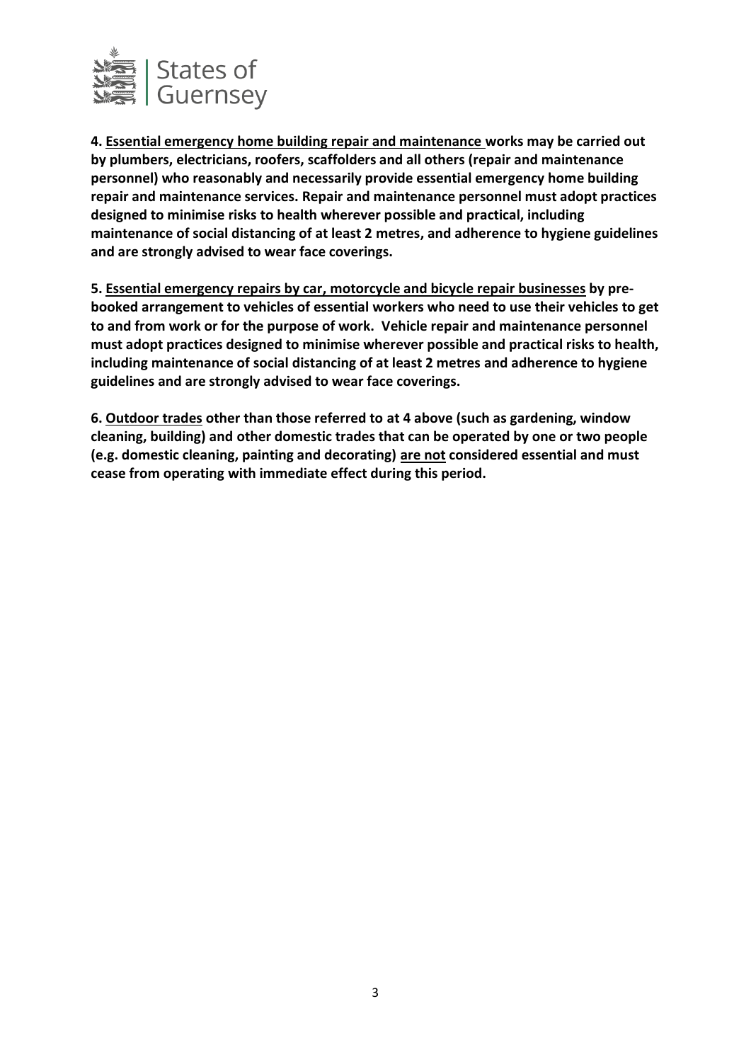**4. <u>Essential emergency home building repair and maintenance</u> works may be carried out by plumbers, electricians, roofers, scaffolders and all others (repair and maintenance personnel) who reasonably and necessarily provide essential emergency home building repair and maintenance services. Repair and maintenance personnel must adopt practices designed to minimise risks to health wherever possible and practical, including maintenance of social distancing of at least 2 metres, and adherence to hygiene guidelines and are strongly advised to wear face coverings.**

**5. <u>Essential emergency repairs by car, motorcycle and bicycle repair businesses</u> by pre-booked arrangement to vehicles of essential workers who need to use their vehicles to get to and from work or for the purpose of work. Vehicle repair and maintenance personnel must adopt practices designed to minimise wherever possible and practical risks to health, including maintenance of social distancing of at least 2 metres and adherence to hygiene guidelines and are strongly advised to wear face coverings.**

**6. <u>Outdoor trades</u> other than those referred to at 4 above (such as gardening, window cleaning, building) and other domestic trades that can be operated by one or two people (e.g. domestic cleaning, painting and decorating) <u>are not</u> considered essential and must cease from operating with immediate effect during this period.**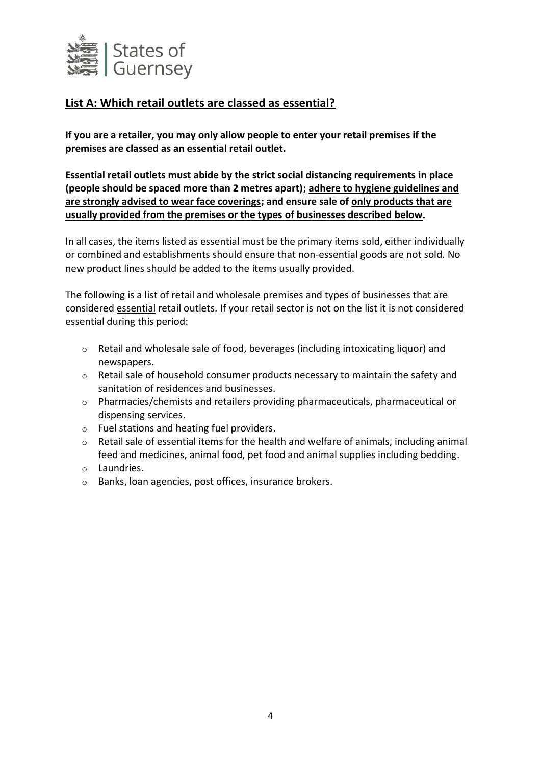## List A: Which retail outlets are classed as essential?

**If you are a retailer, you may only allow people to enter your retail premises if the premises are classed as an essential retail outlet.**

**Essential retail outlets must abide by the strict social distancing requirements in place (people should be spaced more than 2 metres apart); adhere to hygiene guidelines and are strongly advised to wear face coverings; and ensure sale of only products that are usually provided from the premises or the types of businesses described below.**

In all cases, the items listed as essential must be the primary items sold, either individually or combined and establishments should ensure that non-essential goods are not sold. No new product lines should be added to the items usually provided.

The following is a list of retail and wholesale premises and types of businesses that are considered essential retail outlets. If your retail sector is not on the list it is not considered essential during this period:

- Retail and wholesale sale of food, beverages (including intoxicating liquor) and newspapers.
- Retail sale of household consumer products necessary to maintain the safety and sanitation of residences and businesses.
- Pharmacies/chemists and retailers providing pharmaceuticals, pharmaceutical or dispensing services.
- Fuel stations and heating fuel providers.
- Retail sale of essential items for the health and welfare of animals, including animal feed and medicines, animal food, pet food and animal supplies including bedding.
- Laundries.
- Banks, loan agencies, post offices, insurance brokers.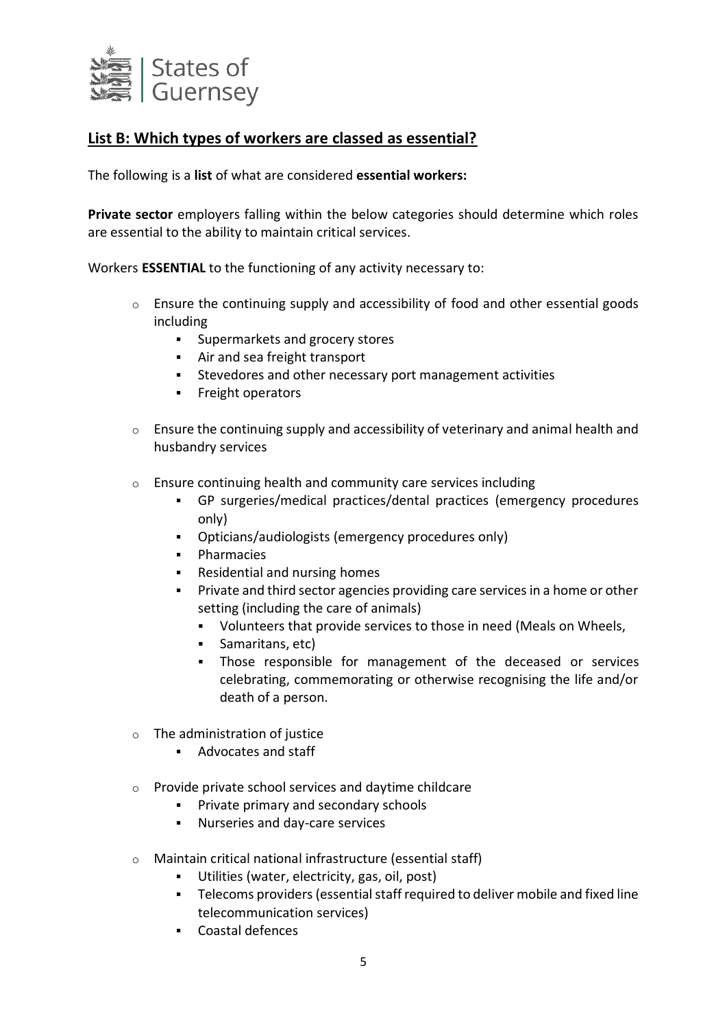## List B: Which types of workers are classed as essential?

The following is a **list** of what are considered **essential workers:**

**Private sector** employers falling within the below categories should determine which roles are essential to the ability to maintain critical services.

Workers **ESSENTIAL** to the functioning of any activity necessary to:

- Ensure the continuing supply and accessibility of food and other essential goods including
  - Supermarkets and grocery stores
  - Air and sea freight transport
  - Stevedores and other necessary port management activities
  - Freight operators

- Ensure the continuing supply and accessibility of veterinary and animal health and husbandry services

- Ensure continuing health and community care services including
  - GP surgeries/medical practices/dental practices (emergency procedures only)
  - Opticians/audiologists (emergency procedures only)
  - Pharmacies
  - Residential and nursing homes
  - Private and third sector agencies providing care services in a home or other setting (including the care of animals)
    - Volunteers that provide services to those in need (Meals on Wheels,
    - Samaritans, etc)
    - Those responsible for management of the deceased or services celebrating, commemorating or otherwise recognising the life and/or death of a person.

- The administration of justice
  - Advocates and staff

- Provide private school services and daytime childcare
  - Private primary and secondary schools
  - Nurseries and day-care services

- Maintain critical national infrastructure (essential staff)
  - Utilities (water, electricity, gas, oil, post)
  - Telecoms providers (essential staff required to deliver mobile and fixed line telecommunication services)
  - Coastal defences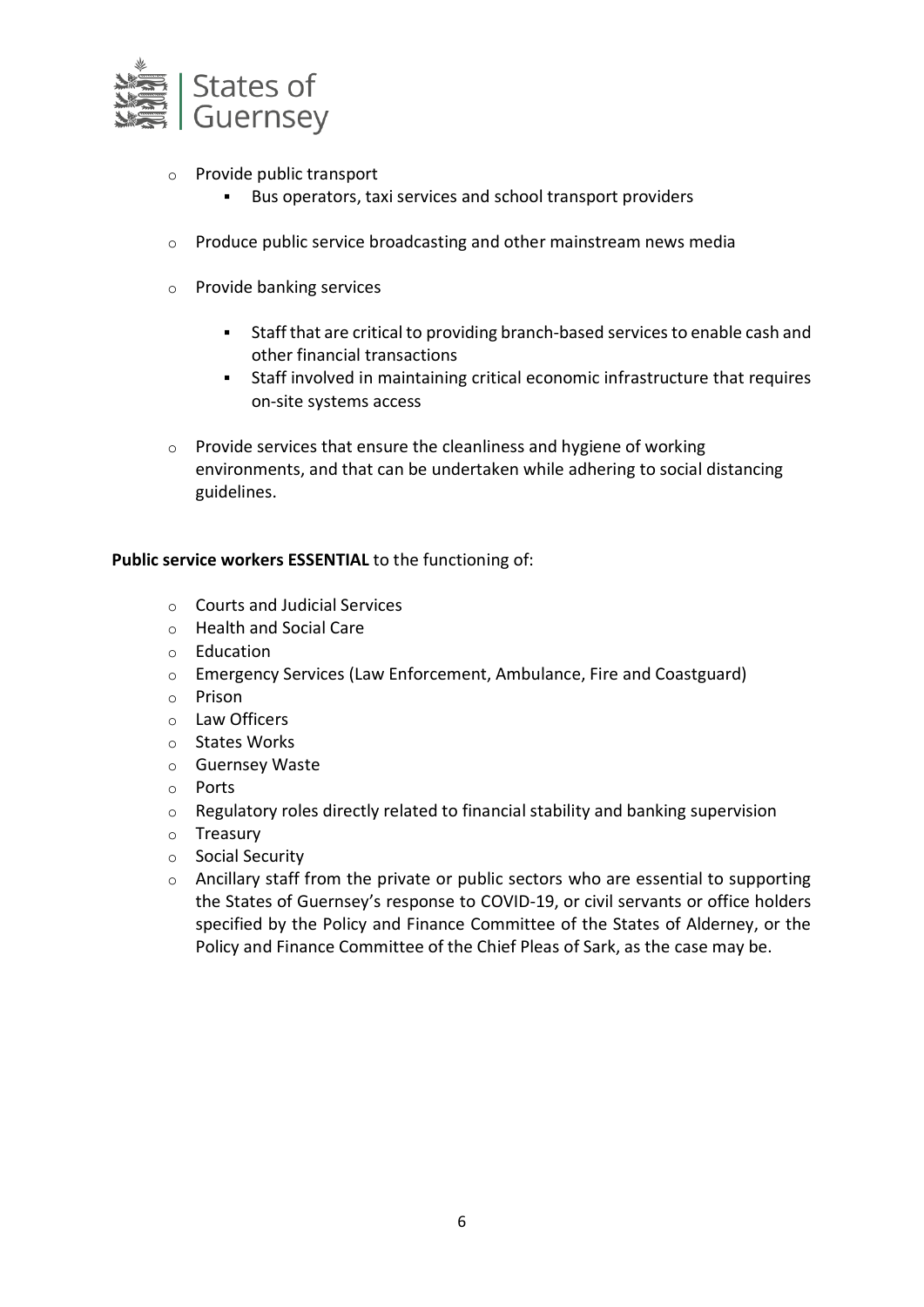- Provide public transport
  - Bus operators, taxi services and school transport providers

- Produce public service broadcasting and other mainstream news media

- Provide banking services
  - Staff that are critical to providing branch-based services to enable cash and other financial transactions
  - Staff involved in maintaining critical economic infrastructure that requires on-site systems access

- Provide services that ensure the cleanliness and hygiene of working environments, and that can be undertaken while adhering to social distancing guidelines.

**Public service workers ESSENTIAL** to the functioning of:

- Courts and Judicial Services
- Health and Social Care
- Education
- Emergency Services (Law Enforcement, Ambulance, Fire and Coastguard)
- Prison
- Law Officers
- States Works
- Guernsey Waste
- Ports
- Regulatory roles directly related to financial stability and banking supervision
- Treasury
- Social Security
- Ancillary staff from the private or public sectors who are essential to supporting the States of Guernsey's response to COVID-19, or civil servants or office holders specified by the Policy and Finance Committee of the States of Alderney, or the Policy and Finance Committee of the Chief Pleas of Sark, as the case may be.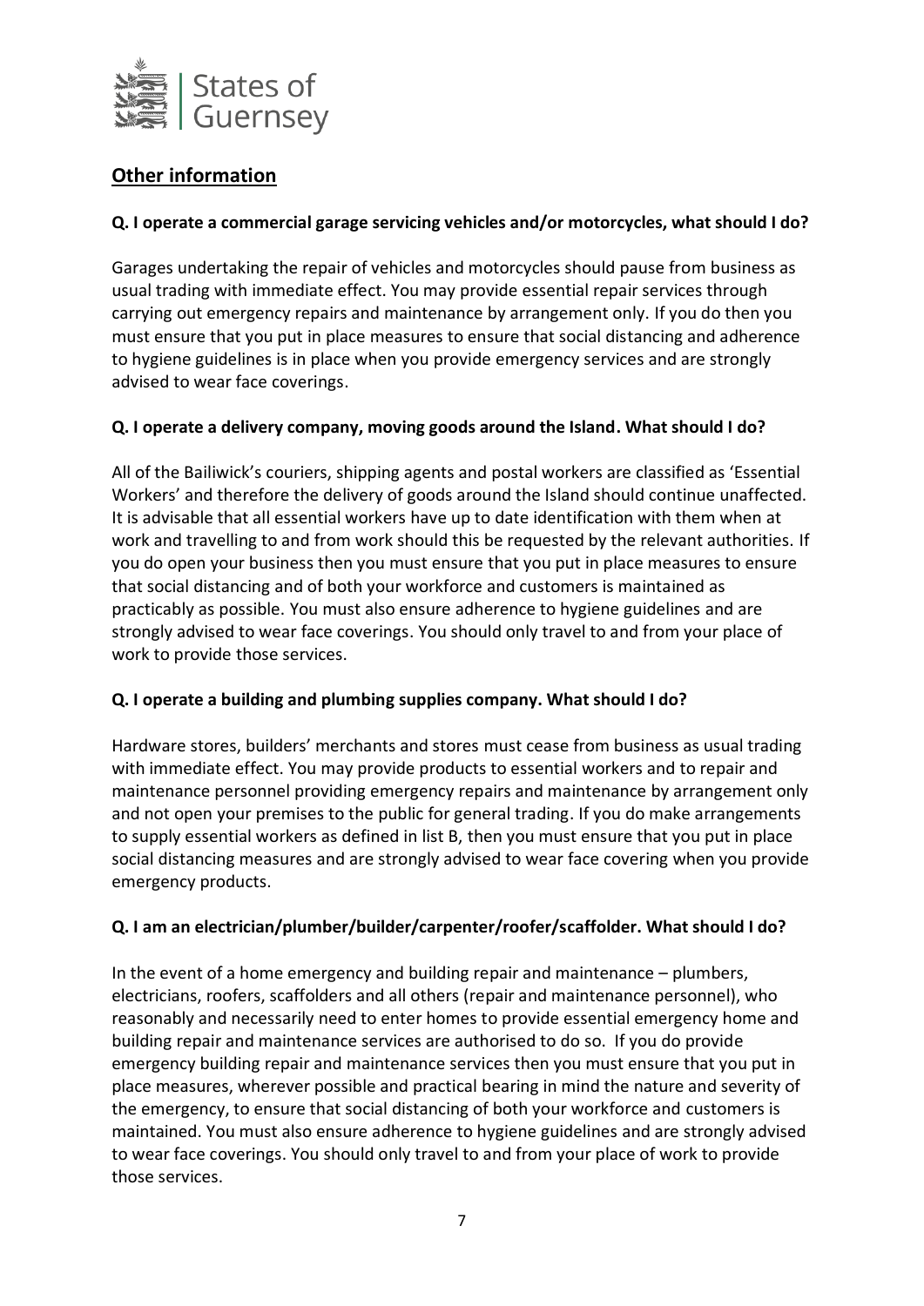## Other information

**Q. I operate a commercial garage servicing vehicles and/or motorcycles, what should I do?**

Garages undertaking the repair of vehicles and motorcycles should pause from business as usual trading with immediate effect. You may provide essential repair services through carrying out emergency repairs and maintenance by arrangement only. If you do then you must ensure that you put in place measures to ensure that social distancing and adherence to hygiene guidelines is in place when you provide emergency services and are strongly advised to wear face coverings.

**Q. I operate a delivery company, moving goods around the Island. What should I do?**

All of the Bailiwick's couriers, shipping agents and postal workers are classified as 'Essential Workers' and therefore the delivery of goods around the Island should continue unaffected. It is advisable that all essential workers have up to date identification with them when at work and travelling to and from work should this be requested by the relevant authorities. If you do open your business then you must ensure that you put in place measures to ensure that social distancing and of both your workforce and customers is maintained as practicably as possible. You must also ensure adherence to hygiene guidelines and are strongly advised to wear face coverings. You should only travel to and from your place of work to provide those services.

**Q. I operate a building and plumbing supplies company. What should I do?**

Hardware stores, builders' merchants and stores must cease from business as usual trading with immediate effect. You may provide products to essential workers and to repair and maintenance personnel providing emergency repairs and maintenance by arrangement only and not open your premises to the public for general trading. If you do make arrangements to supply essential workers as defined in list B, then you must ensure that you put in place social distancing measures and are strongly advised to wear face covering when you provide emergency products.

**Q. I am an electrician/plumber/builder/carpenter/roofer/scaffolder. What should I do?**

In the event of a home emergency and building repair and maintenance – plumbers, electricians, roofers, scaffolders and all others (repair and maintenance personnel), who reasonably and necessarily need to enter homes to provide essential emergency home and building repair and maintenance services are authorised to do so. If you do provide emergency building repair and maintenance services then you must ensure that you put in place measures, wherever possible and practical bearing in mind the nature and severity of the emergency, to ensure that social distancing of both your workforce and customers is maintained. You must also ensure adherence to hygiene guidelines and are strongly advised to wear face coverings. You should only travel to and from your place of work to provide those services.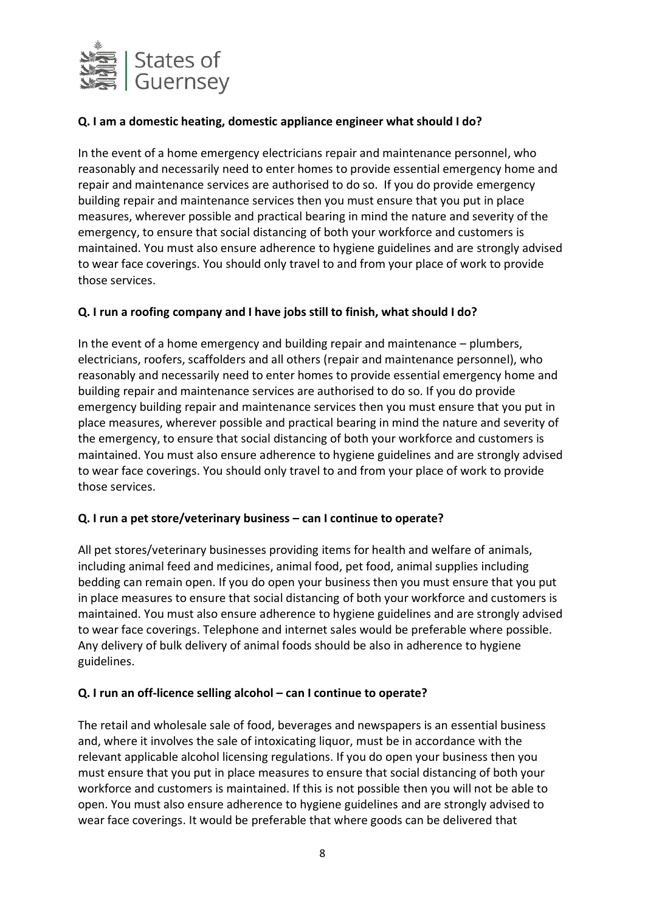**Q. I am a domestic heating, domestic appliance engineer what should I do?**

In the event of a home emergency electricians repair and maintenance personnel, who reasonably and necessarily need to enter homes to provide essential emergency home and repair and maintenance services are authorised to do so. If you do provide emergency building repair and maintenance services then you must ensure that you put in place measures, wherever possible and practical bearing in mind the nature and severity of the emergency, to ensure that social distancing of both your workforce and customers is maintained. You must also ensure adherence to hygiene guidelines and are strongly advised to wear face coverings. You should only travel to and from your place of work to provide those services.

**Q. I run a roofing company and I have jobs still to finish, what should I do?**

In the event of a home emergency and building repair and maintenance – plumbers, electricians, roofers, scaffolders and all others (repair and maintenance personnel), who reasonably and necessarily need to enter homes to provide essential emergency home and building repair and maintenance services are authorised to do so. If you do provide emergency building repair and maintenance services then you must ensure that you put in place measures, wherever possible and practical bearing in mind the nature and severity of the emergency, to ensure that social distancing of both your workforce and customers is maintained. You must also ensure adherence to hygiene guidelines and are strongly advised to wear face coverings. You should only travel to and from your place of work to provide those services.

**Q. I run a pet store/veterinary business – can I continue to operate?**

All pet stores/veterinary businesses providing items for health and welfare of animals, including animal feed and medicines, animal food, pet food, animal supplies including bedding can remain open. If you do open your business then you must ensure that you put in place measures to ensure that social distancing of both your workforce and customers is maintained. You must also ensure adherence to hygiene guidelines and are strongly advised to wear face coverings. Telephone and internet sales would be preferable where possible. Any delivery of bulk delivery of animal foods should be also in adherence to hygiene guidelines.

**Q. I run an off-licence selling alcohol – can I continue to operate?**

The retail and wholesale sale of food, beverages and newspapers is an essential business and, where it involves the sale of intoxicating liquor, must be in accordance with the relevant applicable alcohol licensing regulations. If you do open your business then you must ensure that you put in place measures to ensure that social distancing of both your workforce and customers is maintained. If this is not possible then you will not be able to open. You must also ensure adherence to hygiene guidelines and are strongly advised to wear face coverings. It would be preferable that where goods can be delivered that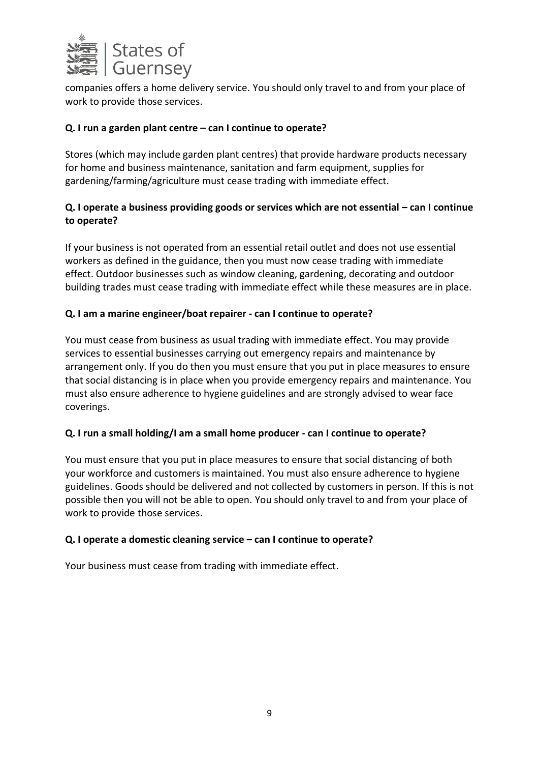companies offers a home delivery service. You should only travel to and from your place of work to provide those services.

**Q. I run a garden plant centre – can I continue to operate?**

Stores (which may include garden plant centres) that provide hardware products necessary for home and business maintenance, sanitation and farm equipment, supplies for gardening/farming/agriculture must cease trading with immediate effect.

**Q. I operate a business providing goods or services which are not essential – can I continue to operate?**

If your business is not operated from an essential retail outlet and does not use essential workers as defined in the guidance, then you must now cease trading with immediate effect. Outdoor businesses such as window cleaning, gardening, decorating and outdoor building trades must cease trading with immediate effect while these measures are in place.

**Q. I am a marine engineer/boat repairer - can I continue to operate?**

You must cease from business as usual trading with immediate effect. You may provide services to essential businesses carrying out emergency repairs and maintenance by arrangement only. If you do then you must ensure that you put in place measures to ensure that social distancing is in place when you provide emergency repairs and maintenance. You must also ensure adherence to hygiene guidelines and are strongly advised to wear face coverings.

**Q. I run a small holding/I am a small home producer - can I continue to operate?**

You must ensure that you put in place measures to ensure that social distancing of both your workforce and customers is maintained. You must also ensure adherence to hygiene guidelines. Goods should be delivered and not collected by customers in person. If this is not possible then you will not be able to open. You should only travel to and from your place of work to provide those services.

**Q. I operate a domestic cleaning service – can I continue to operate?**

Your business must cease from trading with immediate effect.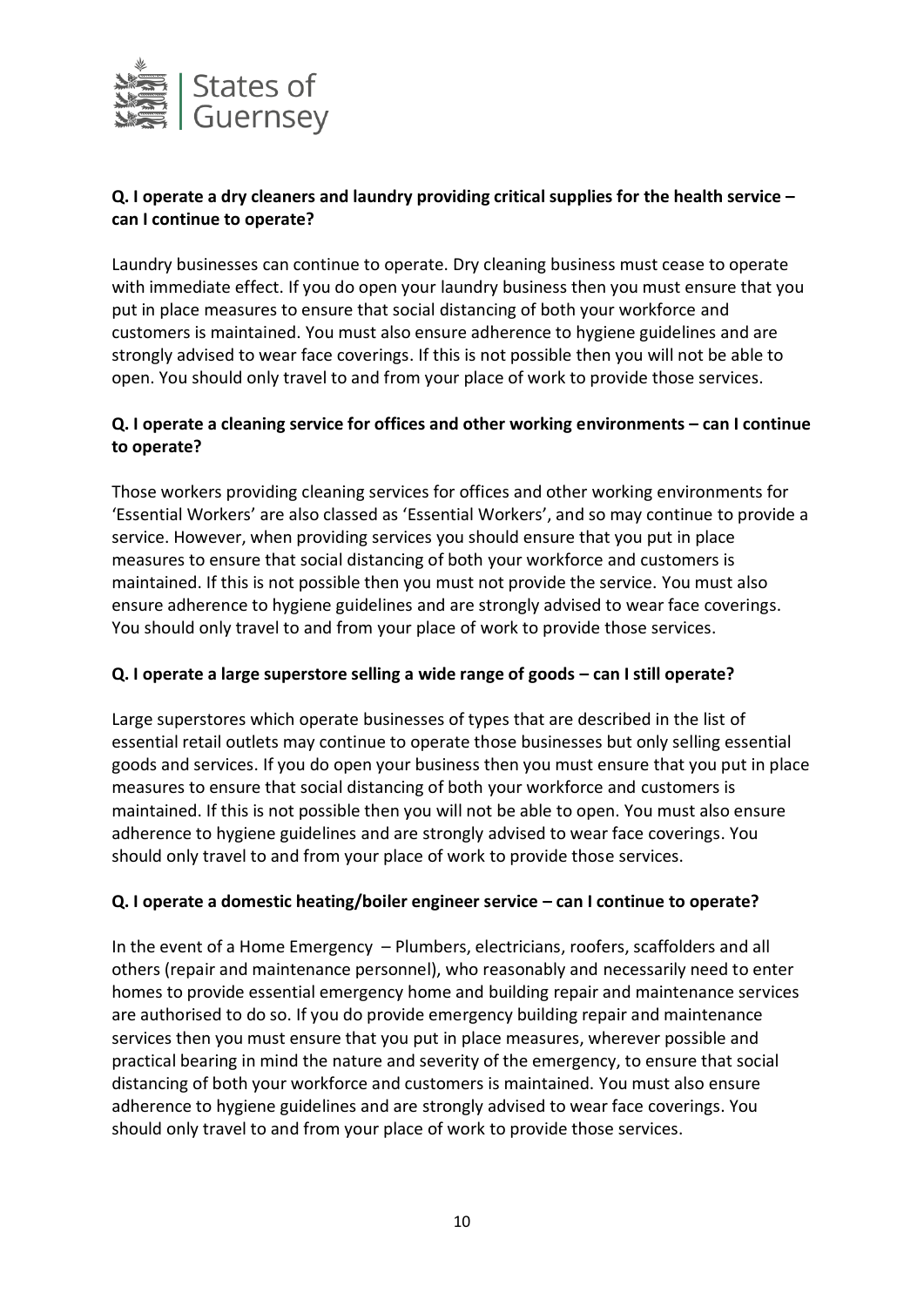**Q. I operate a dry cleaners and laundry providing critical supplies for the health service – can I continue to operate?**

Laundry businesses can continue to operate. Dry cleaning business must cease to operate with immediate effect. If you do open your laundry business then you must ensure that you put in place measures to ensure that social distancing of both your workforce and customers is maintained. You must also ensure adherence to hygiene guidelines and are strongly advised to wear face coverings. If this is not possible then you will not be able to open. You should only travel to and from your place of work to provide those services.

**Q. I operate a cleaning service for offices and other working environments – can I continue to operate?**

Those workers providing cleaning services for offices and other working environments for 'Essential Workers' are also classed as 'Essential Workers', and so may continue to provide a service. However, when providing services you should ensure that you put in place measures to ensure that social distancing of both your workforce and customers is maintained. If this is not possible then you must not provide the service. You must also ensure adherence to hygiene guidelines and are strongly advised to wear face coverings. You should only travel to and from your place of work to provide those services.

**Q. I operate a large superstore selling a wide range of goods – can I still operate?**

Large superstores which operate businesses of types that are described in the list of essential retail outlets may continue to operate those businesses but only selling essential goods and services. If you do open your business then you must ensure that you put in place measures to ensure that social distancing of both your workforce and customers is maintained. If this is not possible then you will not be able to open. You must also ensure adherence to hygiene guidelines and are strongly advised to wear face coverings. You should only travel to and from your place of work to provide those services.

**Q. I operate a domestic heating/boiler engineer service – can I continue to operate?**

In the event of a Home Emergency – Plumbers, electricians, roofers, scaffolders and all others (repair and maintenance personnel), who reasonably and necessarily need to enter homes to provide essential emergency home and building repair and maintenance services are authorised to do so. If you do provide emergency building repair and maintenance services then you must ensure that you put in place measures, wherever possible and practical bearing in mind the nature and severity of the emergency, to ensure that social distancing of both your workforce and customers is maintained. You must also ensure adherence to hygiene guidelines and are strongly advised to wear face coverings. You should only travel to and from your place of work to provide those services.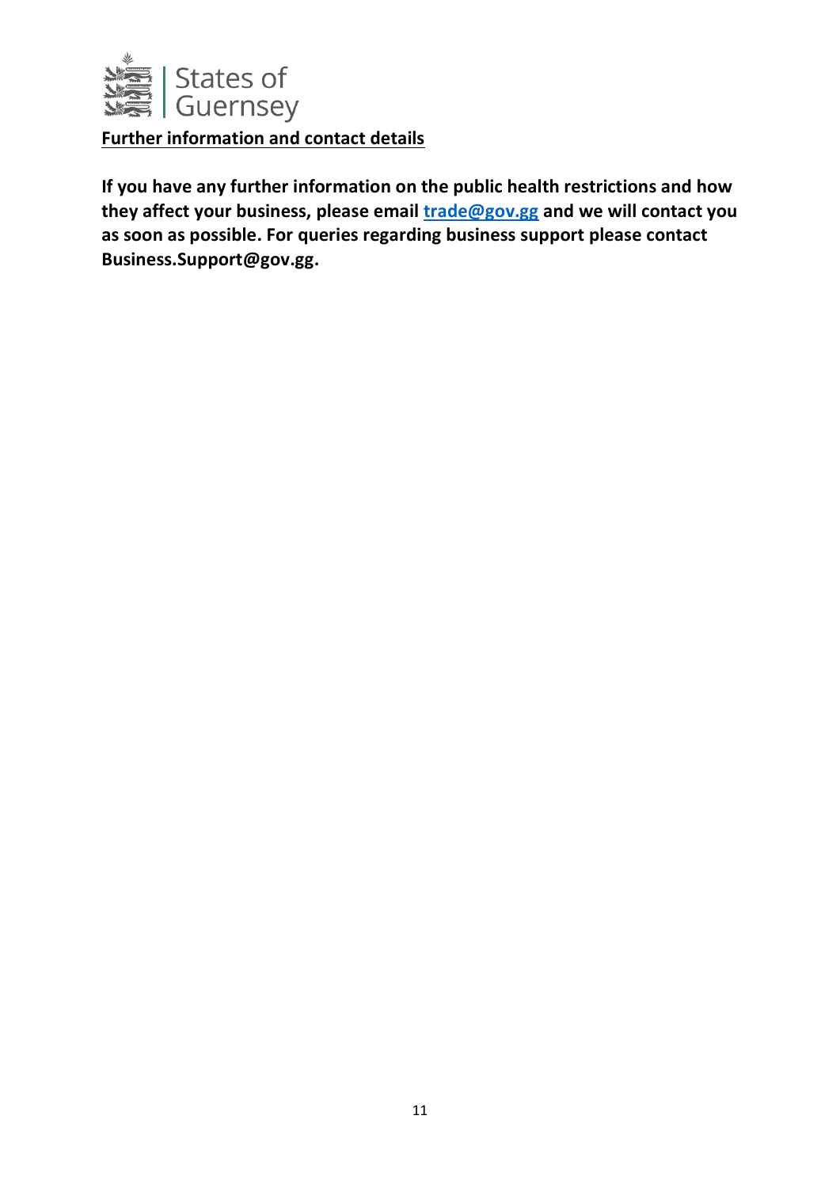## Further information and contact details

**If you have any further information on the public health restrictions and how they affect your business, please email [trade@gov.gg](mailto:trade@gov.gg) and we will contact you as soon as possible. For queries regarding business support please contact Business.Support@gov.gg.**